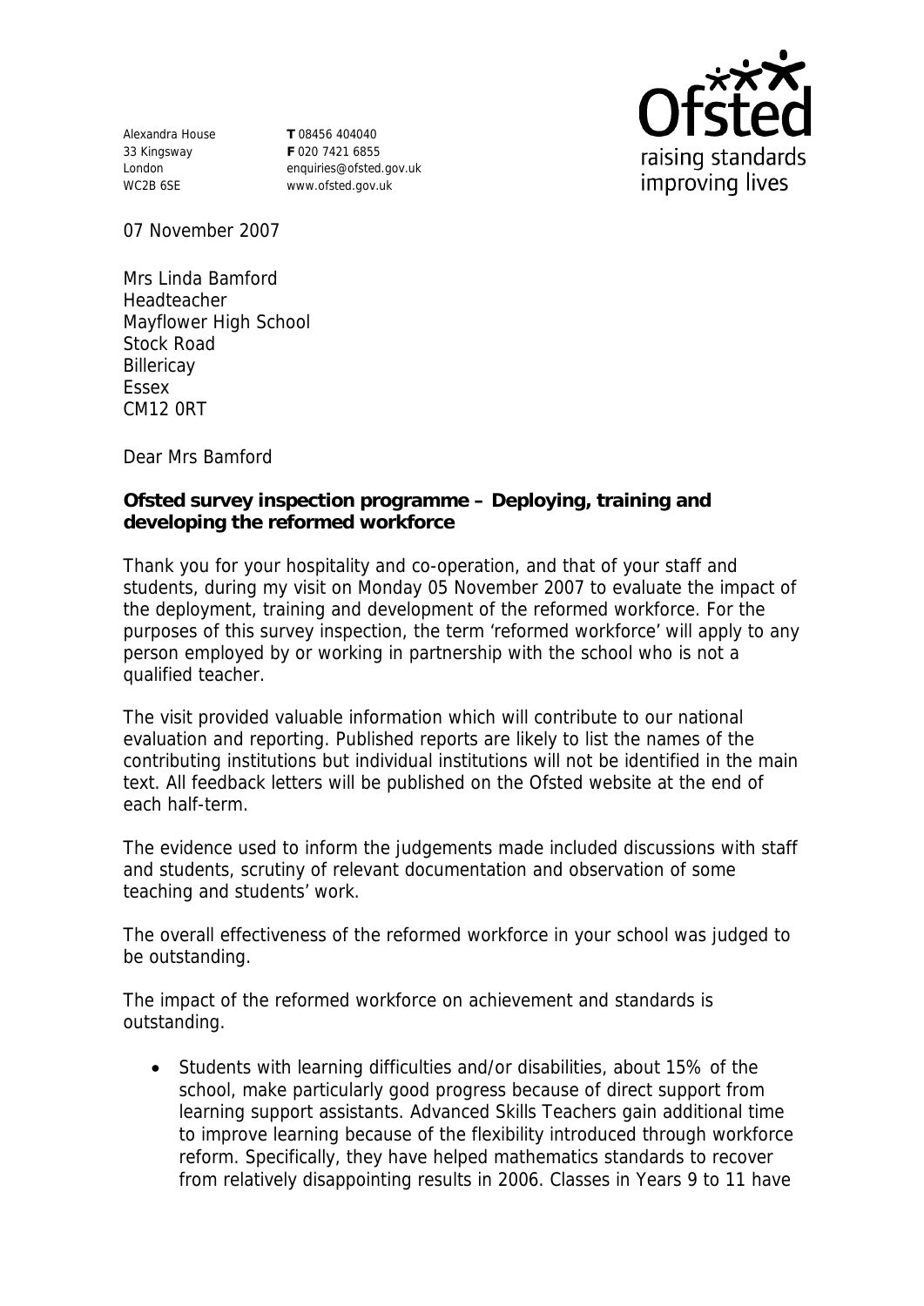Alexandra House
33 Kingsway
London
WC2B 6SE

**T** 08456 404040
**F** 020 7421 6855
enquiries@ofsted.gov.uk
www.ofsted.gov.uk

07 November 2007

Mrs Linda Bamford
Headteacher
Mayflower High School
Stock Road
Billericay
Essex
CM12 0RT

Dear Mrs Bamford

**Ofsted survey inspection programme – Deploying, training and developing the reformed workforce**

Thank you for your hospitality and co-operation, and that of your staff and students, during my visit on Monday 05 November 2007 to evaluate the impact of the deployment, training and development of the reformed workforce. For the purposes of this survey inspection, the term 'reformed workforce' will apply to any person employed by or working in partnership with the school who is not a qualified teacher.

The visit provided valuable information which will contribute to our national evaluation and reporting. Published reports are likely to list the names of the contributing institutions but individual institutions will not be identified in the main text. All feedback letters will be published on the Ofsted website at the end of each half-term.

The evidence used to inform the judgements made included discussions with staff and students, scrutiny of relevant documentation and observation of some teaching and students' work.

The overall effectiveness of the reformed workforce in your school was judged to be outstanding.

The impact of the reformed workforce on achievement and standards is outstanding.

- Students with learning difficulties and/or disabilities, about 15% of the school, make particularly good progress because of direct support from learning support assistants. Advanced Skills Teachers gain additional time to improve learning because of the flexibility introduced through workforce reform. Specifically, they have helped mathematics standards to recover from relatively disappointing results in 2006. Classes in Years 9 to 11 have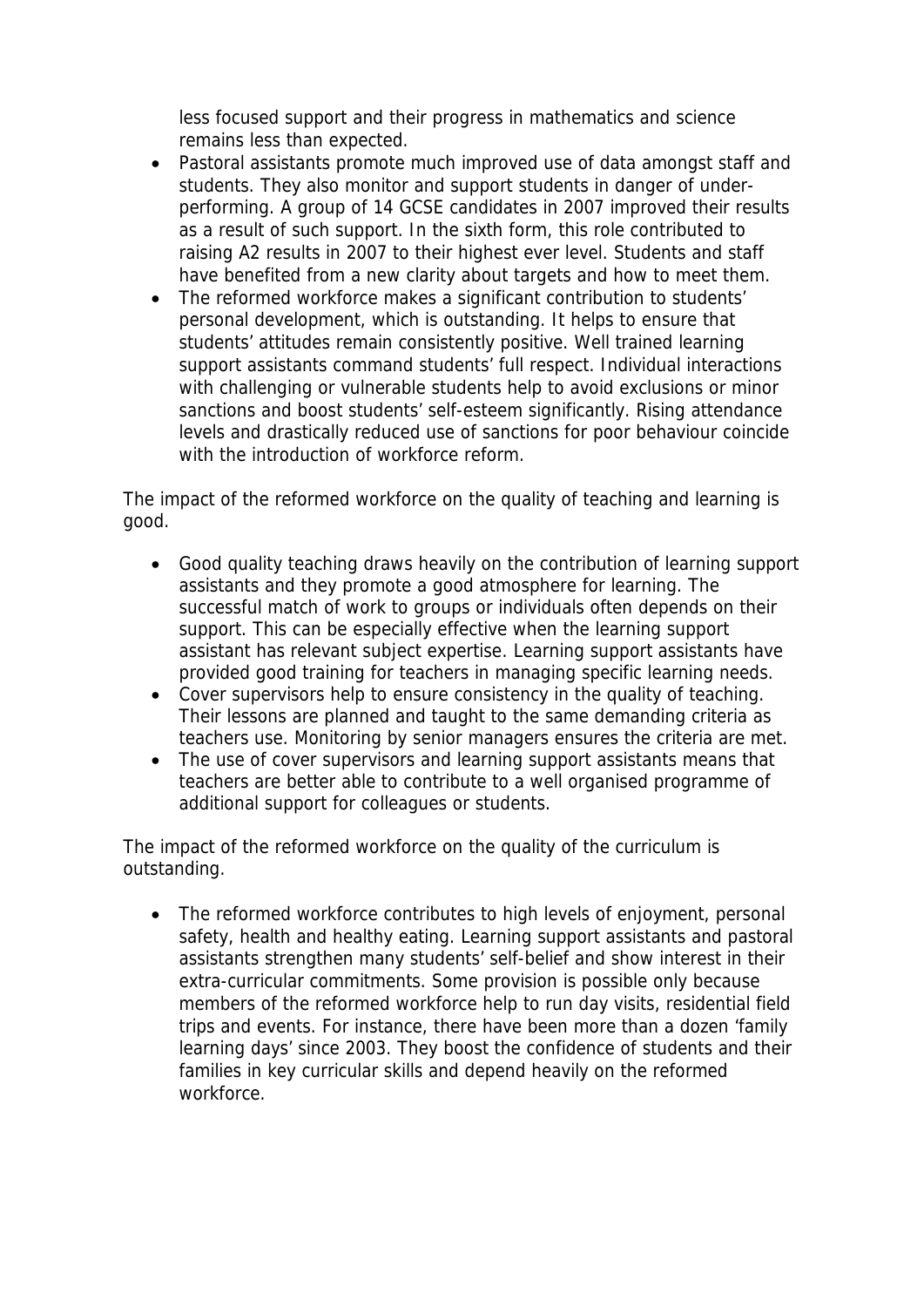less focused support and their progress in mathematics and science remains less than expected.

- Pastoral assistants promote much improved use of data amongst staff and students. They also monitor and support students in danger of under-performing. A group of 14 GCSE candidates in 2007 improved their results as a result of such support. In the sixth form, this role contributed to raising A2 results in 2007 to their highest ever level. Students and staff have benefited from a new clarity about targets and how to meet them.
- The reformed workforce makes a significant contribution to students' personal development, which is outstanding. It helps to ensure that students' attitudes remain consistently positive. Well trained learning support assistants command students' full respect. Individual interactions with challenging or vulnerable students help to avoid exclusions or minor sanctions and boost students' self-esteem significantly. Rising attendance levels and drastically reduced use of sanctions for poor behaviour coincide with the introduction of workforce reform.

The impact of the reformed workforce on the quality of teaching and learning is good.

- Good quality teaching draws heavily on the contribution of learning support assistants and they promote a good atmosphere for learning. The successful match of work to groups or individuals often depends on their support. This can be especially effective when the learning support assistant has relevant subject expertise. Learning support assistants have provided good training for teachers in managing specific learning needs.
- Cover supervisors help to ensure consistency in the quality of teaching. Their lessons are planned and taught to the same demanding criteria as teachers use. Monitoring by senior managers ensures the criteria are met.
- The use of cover supervisors and learning support assistants means that teachers are better able to contribute to a well organised programme of additional support for colleagues or students.

The impact of the reformed workforce on the quality of the curriculum is outstanding.

- The reformed workforce contributes to high levels of enjoyment, personal safety, health and healthy eating. Learning support assistants and pastoral assistants strengthen many students' self-belief and show interest in their extra-curricular commitments. Some provision is possible only because members of the reformed workforce help to run day visits, residential field trips and events. For instance, there have been more than a dozen 'family learning days' since 2003. They boost the confidence of students and their families in key curricular skills and depend heavily on the reformed workforce.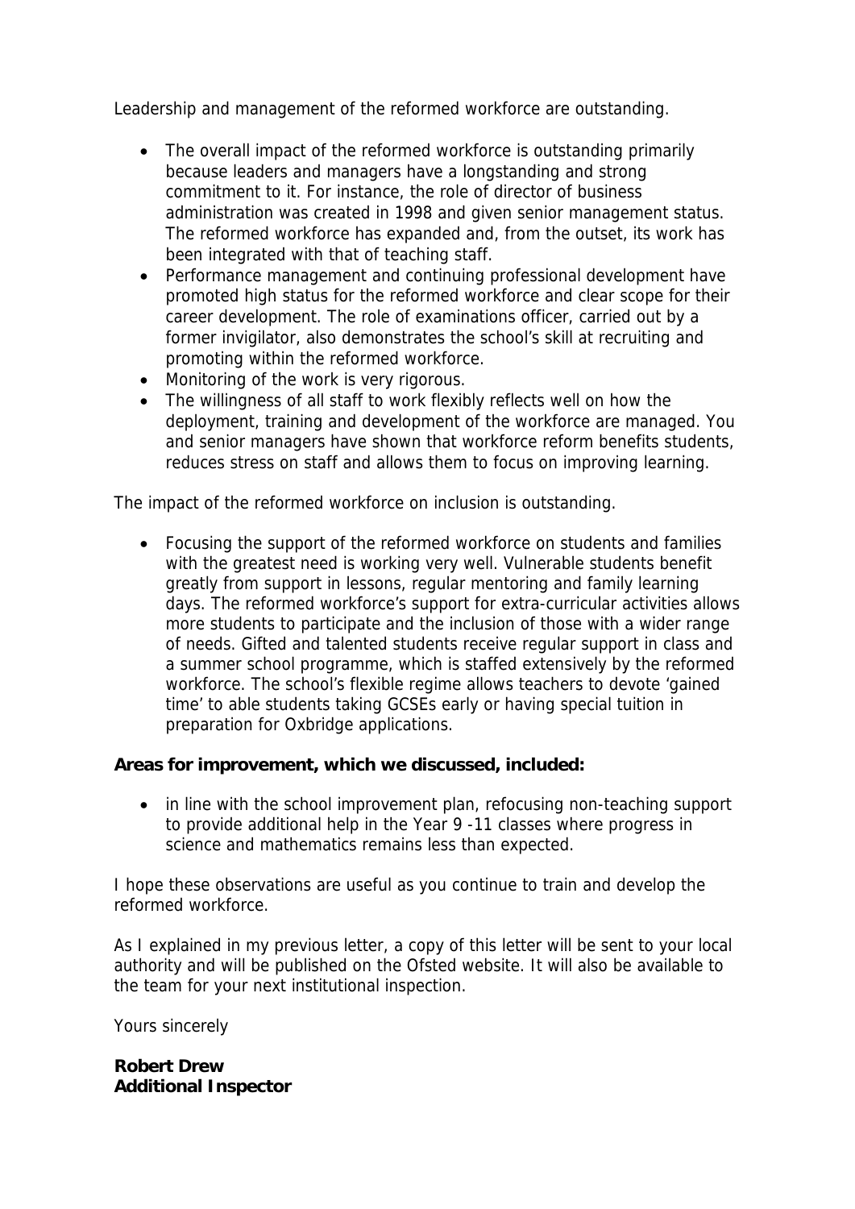Leadership and management of the reformed workforce are outstanding.

- The overall impact of the reformed workforce is outstanding primarily because leaders and managers have a longstanding and strong commitment to it. For instance, the role of director of business administration was created in 1998 and given senior management status. The reformed workforce has expanded and, from the outset, its work has been integrated with that of teaching staff.
- Performance management and continuing professional development have promoted high status for the reformed workforce and clear scope for their career development. The role of examinations officer, carried out by a former invigilator, also demonstrates the school's skill at recruiting and promoting within the reformed workforce.
- Monitoring of the work is very rigorous.
- The willingness of all staff to work flexibly reflects well on how the deployment, training and development of the workforce are managed. You and senior managers have shown that workforce reform benefits students, reduces stress on staff and allows them to focus on improving learning.

The impact of the reformed workforce on inclusion is outstanding.

- Focusing the support of the reformed workforce on students and families with the greatest need is working very well. Vulnerable students benefit greatly from support in lessons, regular mentoring and family learning days. The reformed workforce's support for extra-curricular activities allows more students to participate and the inclusion of those with a wider range of needs. Gifted and talented students receive regular support in class and a summer school programme, which is staffed extensively by the reformed workforce. The school's flexible regime allows teachers to devote 'gained time' to able students taking GCSEs early or having special tuition in preparation for Oxbridge applications.

**Areas for improvement, which we discussed, included:**

- in line with the school improvement plan, refocusing non-teaching support to provide additional help in the Year 9 -11 classes where progress in science and mathematics remains less than expected.

I hope these observations are useful as you continue to train and develop the reformed workforce.

As I explained in my previous letter, a copy of this letter will be sent to your local authority and will be published on the Ofsted website. It will also be available to the team for your next institutional inspection.

Yours sincerely

**Robert Drew**
**Additional Inspector**